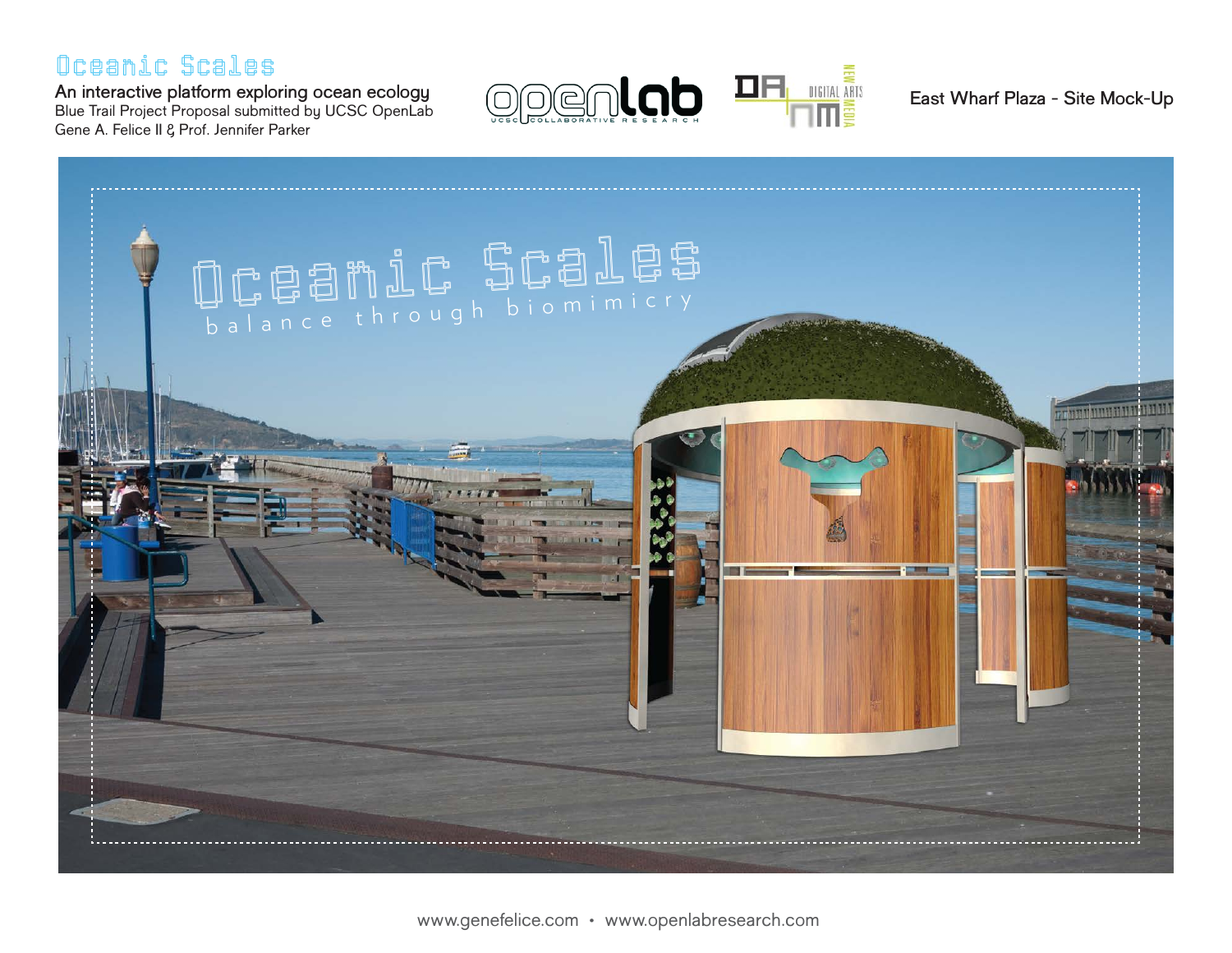# Oceanic Scales

**An interactive platform exploring ocean ecology**

Blue Trail Project Proposal submitted by UCSC OpenLab

Gene A. Felice II & Prof. Jennifer Parker

East Wharf Plaza - Site Mock-Up

Oceanic Scales

balance through biomimicry

www.genefelice.com • www.openlabresearch.com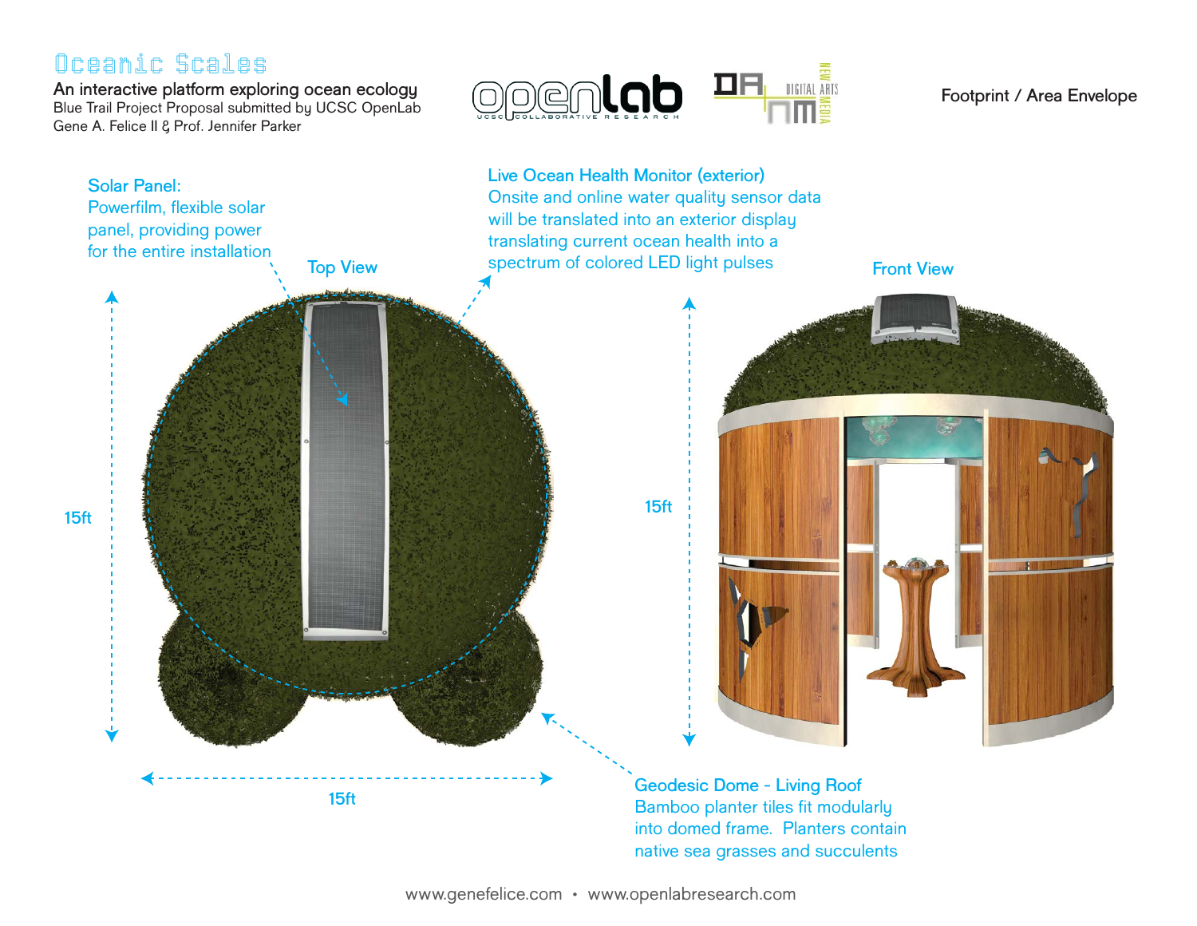# Oceanic Scales

An interactive platform exploring ocean ecology

Blue Trail Project Proposal submitted by UCSC OpenLab

Gene A. Felice II & Prof. Jennifer Parker

openlab UCSC COLLABORATIVE RESEARCH

DA NM DIGITAL ARTS NEW MEDIA

Footprint / Area Envelope

**Solar Panel:**
Powerfilm, flexible solar panel, providing power for the entire installation

Top View

**Live Ocean Health Monitor (exterior)**
Onsite and online water quality sensor data will be translated into an exterior display translating current ocean health into a spectrum of colored LED light pulses

Front View

15ft

15ft

15ft

**Geodesic Dome - Living Roof**
Bamboo planter tiles fit modularly into domed frame. Planters contain native sea grasses and succulents

www.genefelice.com • www.openlabresearch.com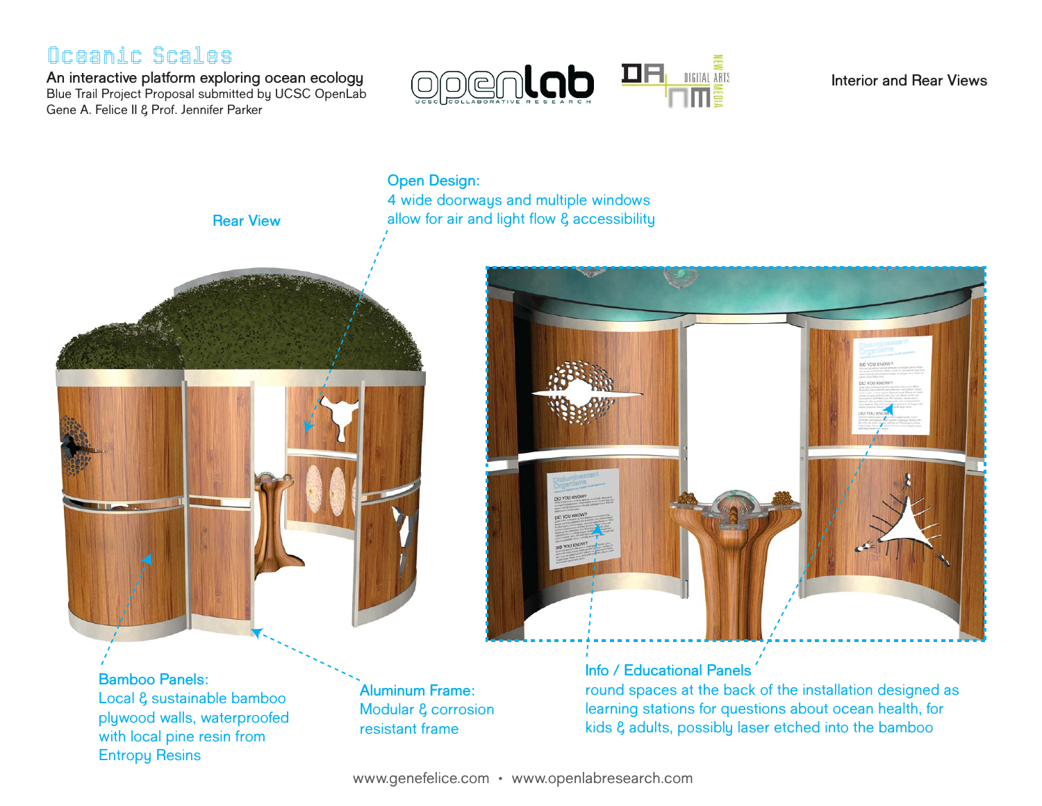# Oceanic Scales

An interactive platform exploring ocean ecology

Blue Trail Project Proposal submitted by UCSC OpenLab

Gene A. Felice II & Prof. Jennifer Parker

Interior and Rear Views

Rear View

**Open Design:**
4 wide doorways and multiple windows allow for air and light flow & accessibility

**Bamboo Panels:**
Local & sustainable bamboo plywood walls, waterproofed with local pine resin from Entropy Resins

**Aluminum Frame:**
Modular & corrosion resistant frame

**Info / Educational Panels**
round spaces at the back of the installation designed as learning stations for questions about ocean health, for kids & adults, possibly laser etched into the bamboo

www.genefelice.com • www.openlabresearch.com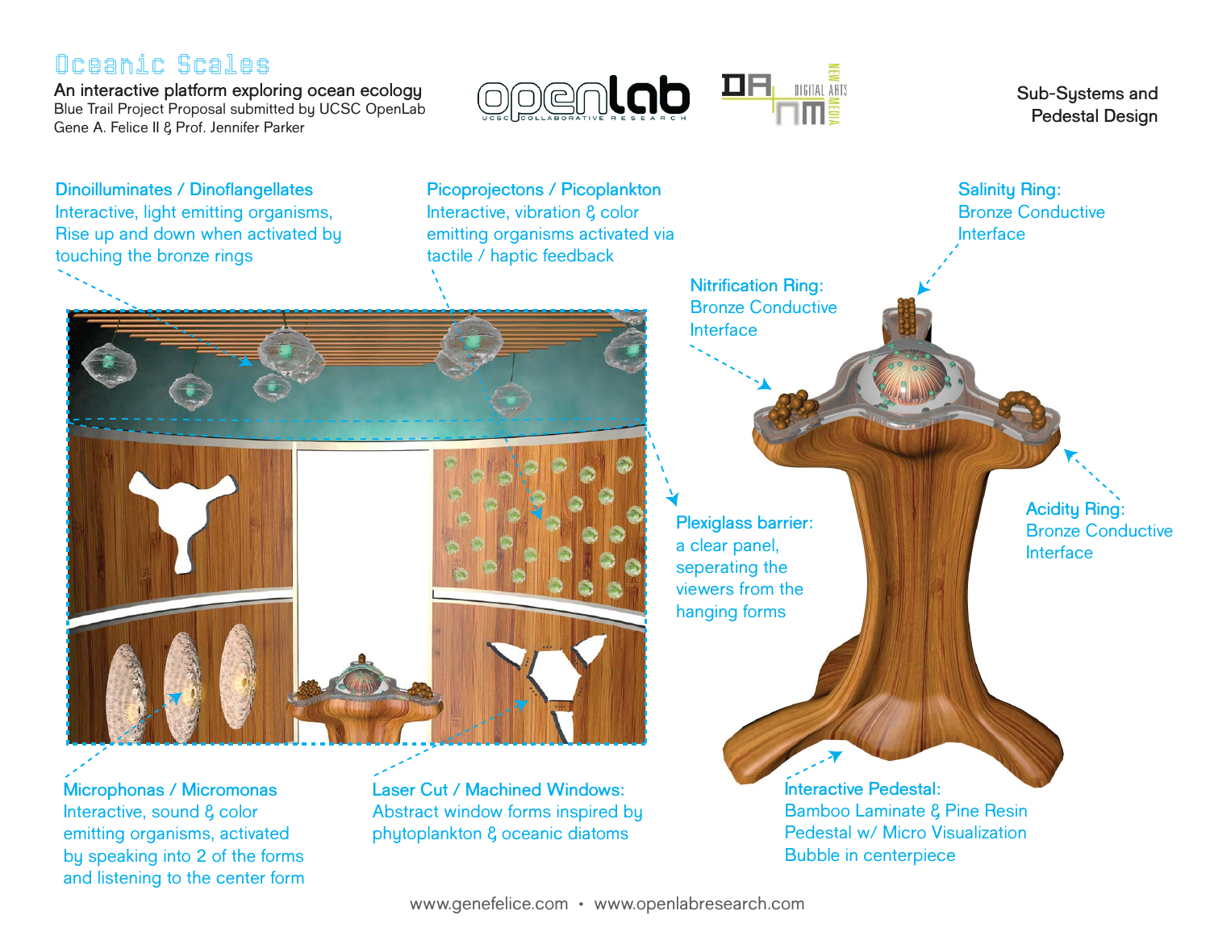# Oceanic Scales

An interactive platform exploring ocean ecology
Blue Trail Project Proposal submitted by UCSC OpenLab
Gene A. Felice II & Prof. Jennifer Parker

openlab UCSC COLLABORATIVE RESEARCH

DA NM DIGITAL ARTS NEW MEDIA

Sub-Systems and Pedestal Design

**Dinoilluminates / Dinoflangellates**
Interactive, light emitting organisms, Rise up and down when activated by touching the bronze rings

**Picoprojectons / Picoplankton**
Interactive, vibration & color emitting organisms activated via tactile / haptic feedback

**Salinity Ring:**
Bronze Conductive Interface

**Nitrification Ring:**
Bronze Conductive Interface

**Plexiglass barrier:**
a clear panel, seperating the viewers from the hanging forms

**Acidity Ring:**
Bronze Conductive Interface

**Microphonas / Micromonas**
Interactive, sound & color emitting organisms, activated by speaking into 2 of the forms and listening to the center form

**Laser Cut / Machined Windows:**
Abstract window forms inspired by phytoplankton & oceanic diatoms

**Interactive Pedestal:**
Bamboo Laminate & Pine Resin Pedestal w/ Micro Visualization Bubble in centerpiece

www.genefelice.com • www.openlabresearch.com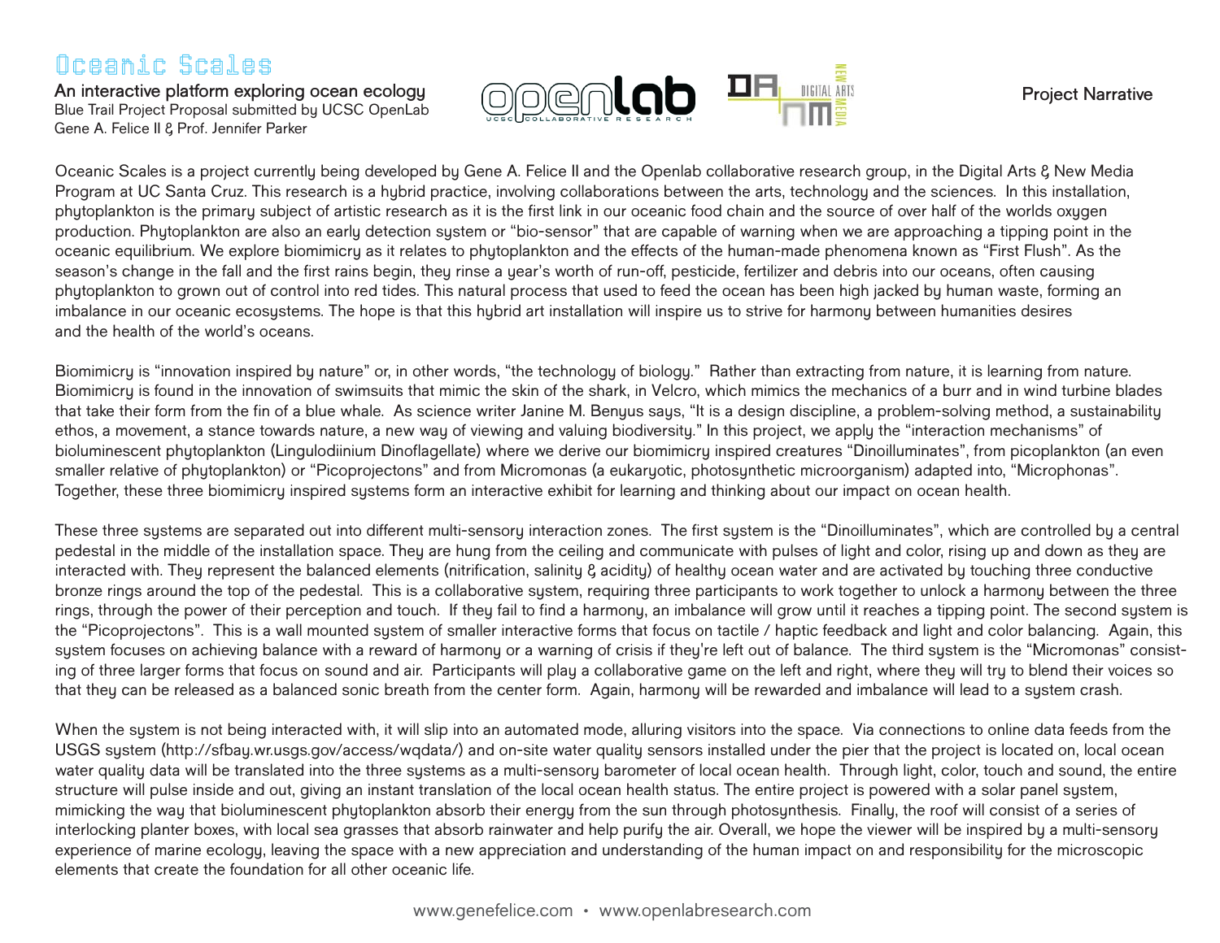# Oceanic Scales

An interactive platform exploring ocean ecology
Blue Trail Project Proposal submitted by UCSC OpenLab
Gene A. Felice II & Prof. Jennifer Parker

Project Narrative

Oceanic Scales is a project currently being developed by Gene A. Felice II and the Openlab collaborative research group, in the Digital Arts & New Media Program at UC Santa Cruz. This research is a hybrid practice, involving collaborations between the arts, technology and the sciences. In this installation, phytoplankton is the primary subject of artistic research as it is the first link in our oceanic food chain and the source of over half of the worlds oxygen production. Phytoplankton are also an early detection system or "bio-sensor" that are capable of warning when we are approaching a tipping point in the oceanic equilibrium. We explore biomimicry as it relates to phytoplankton and the effects of the human-made phenomena known as "First Flush". As the season's change in the fall and the first rains begin, they rinse a year's worth of run-off, pesticide, fertilizer and debris into our oceans, often causing phytoplankton to grown out of control into red tides. This natural process that used to feed the ocean has been high jacked by human waste, forming an imbalance in our oceanic ecosystems. The hope is that this hybrid art installation will inspire us to strive for harmony between humanities desires and the health of the world's oceans.

Biomimicry is "innovation inspired by nature" or, in other words, "the technology of biology." Rather than extracting from nature, it is learning from nature. Biomimicry is found in the innovation of swimsuits that mimic the skin of the shark, in Velcro, which mimics the mechanics of a burr and in wind turbine blades that take their form from the fin of a blue whale. As science writer Janine M. Benyus says, "It is a design discipline, a problem-solving method, a sustainability ethos, a movement, a stance towards nature, a new way of viewing and valuing biodiversity." In this project, we apply the "interaction mechanisms" of bioluminescent phytoplankton (Lingulodiinium Dinoflagellate) where we derive our biomimicry inspired creatures "Dinoilluminates", from picoplankton (an even smaller relative of phytoplankton) or "Picoprojectons" and from Micromonas (a eukaryotic, photosynthetic microorganism) adapted into, "Microphonas". Together, these three biomimicry inspired systems form an interactive exhibit for learning and thinking about our impact on ocean health.

These three systems are separated out into different multi-sensory interaction zones. The first system is the "Dinoilluminates", which are controlled by a central pedestal in the middle of the installation space. They are hung from the ceiling and communicate with pulses of light and color, rising up and down as they are interacted with. They represent the balanced elements (nitrification, salinity & acidity) of healthy ocean water and are activated by touching three conductive bronze rings around the top of the pedestal. This is a collaborative system, requiring three participants to work together to unlock a harmony between the three rings, through the power of their perception and touch. If they fail to find a harmony, an imbalance will grow until it reaches a tipping point. The second system is the "Picoprojectons". This is a wall mounted system of smaller interactive forms that focus on tactile / haptic feedback and light and color balancing. Again, this system focuses on achieving balance with a reward of harmony or a warning of crisis if they're left out of balance. The third system is the "Micromonas" consisting of three larger forms that focus on sound and air. Participants will play a collaborative game on the left and right, where they will try to blend their voices so that they can be released as a balanced sonic breath from the center form. Again, harmony will be rewarded and imbalance will lead to a system crash.

When the system is not being interacted with, it will slip into an automated mode, alluring visitors into the space. Via connections to online data feeds from the USGS system (http://sfbay.wr.usgs.gov/access/wqdata/) and on-site water quality sensors installed under the pier that the project is located on, local ocean water quality data will be translated into the three systems as a multi-sensory barometer of local ocean health. Through light, color, touch and sound, the entire structure will pulse inside and out, giving an instant translation of the local ocean health status. The entire project is powered with a solar panel system, mimicking the way that bioluminescent phytoplankton absorb their energy from the sun through photosynthesis. Finally, the roof will consist of a series of interlocking planter boxes, with local sea grasses that absorb rainwater and help purify the air. Overall, we hope the viewer will be inspired by a multi-sensory experience of marine ecology, leaving the space with a new appreciation and understanding of the human impact on and responsibility for the microscopic elements that create the foundation for all other oceanic life.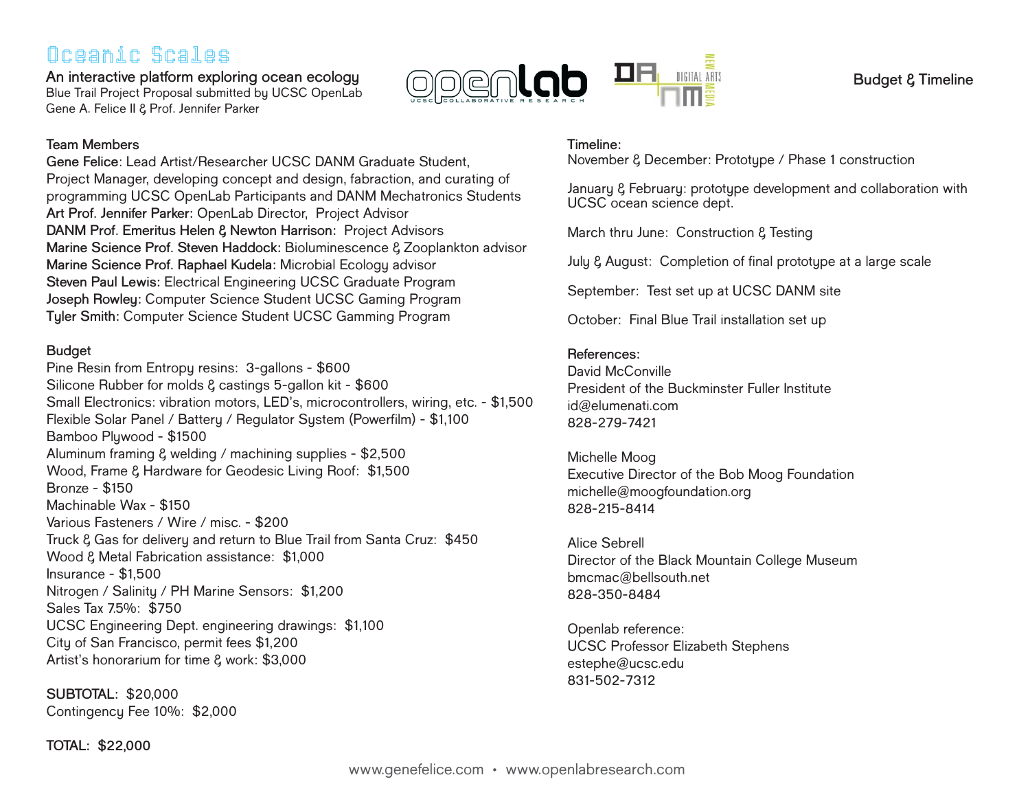# Oceanic Scales

An interactive platform exploring ocean ecology
Blue Trail Project Proposal submitted by UCSC OpenLab
Gene A. Felice II & Prof. Jennifer Parker

## Budget & Timeline

### Team Members

**Gene Felice**: Lead Artist/Researcher UCSC DANM Graduate Student, Project Manager, developing concept and design, fabraction, and curating of programming UCSC OpenLab Participants and DANM Mechatronics Students
**Art Prof. Jennifer Parker:** OpenLab Director, Project Advisor
**DANM Prof. Emeritus Helen & Newton Harrison:** Project Advisors
**Marine Science Prof. Steven Haddock:** Bioluminescence & Zooplankton advisor
**Marine Science Prof. Raphael Kudela:** Microbial Ecology advisor
**Steven Paul Lewis:** Electrical Engineering UCSC Graduate Program
**Joseph Rowley:** Computer Science Student UCSC Gaming Program
**Tyler Smith:** Computer Science Student UCSC Gamming Program

### Budget

Pine Resin from Entropy resins: 3-gallons - $600
Silicone Rubber for molds & castings 5-gallon kit - $600
Small Electronics: vibration motors, LED's, microcontrollers, wiring, etc. - $1,500
Flexible Solar Panel / Battery / Regulator System (Powerfilm) - $1,100
Bamboo Plywood - $1500
Aluminum framing & welding / machining supplies - $2,500
Wood, Frame & Hardware for Geodesic Living Roof: $1,500
Bronze - $150
Machinable Wax - $150
Various Fasteners / Wire / misc. - $200
Truck & Gas for delivery and return to Blue Trail from Santa Cruz: $450
Wood & Metal Fabrication assistance: $1,000
Insurance - $1,500
Nitrogen / Salinity / PH Marine Sensors: $1,200
Sales Tax 7.5%: $750
UCSC Engineering Dept. engineering drawings: $1,100
City of San Francisco, permit fees $1,200
Artist's honorarium for time & work: $3,000

SUBTOTAL: $20,000
Contingency Fee 10%: $2,000

TOTAL: $22,000

### Timeline:

November & December: Prototype / Phase 1 construction

January & February: prototype development and collaboration with UCSC ocean science dept.

March thru June: Construction & Testing

July & August: Completion of final prototype at a large scale

September: Test set up at UCSC DANM site

October: Final Blue Trail installation set up

### References:

David McConville
President of the Buckminster Fuller Institute
id@elumenati.com
828-279-7421

Michelle Moog
Executive Director of the Bob Moog Foundation
michelle@moogfoundation.org
828-215-8414

Alice Sebrell
Director of the Black Mountain College Museum
bmcmac@bellsouth.net
828-350-8484

Openlab reference:
UCSC Professor Elizabeth Stephens
estephe@ucsc.edu
831-502-7312

www.genefelice.com • www.openlabresearch.com